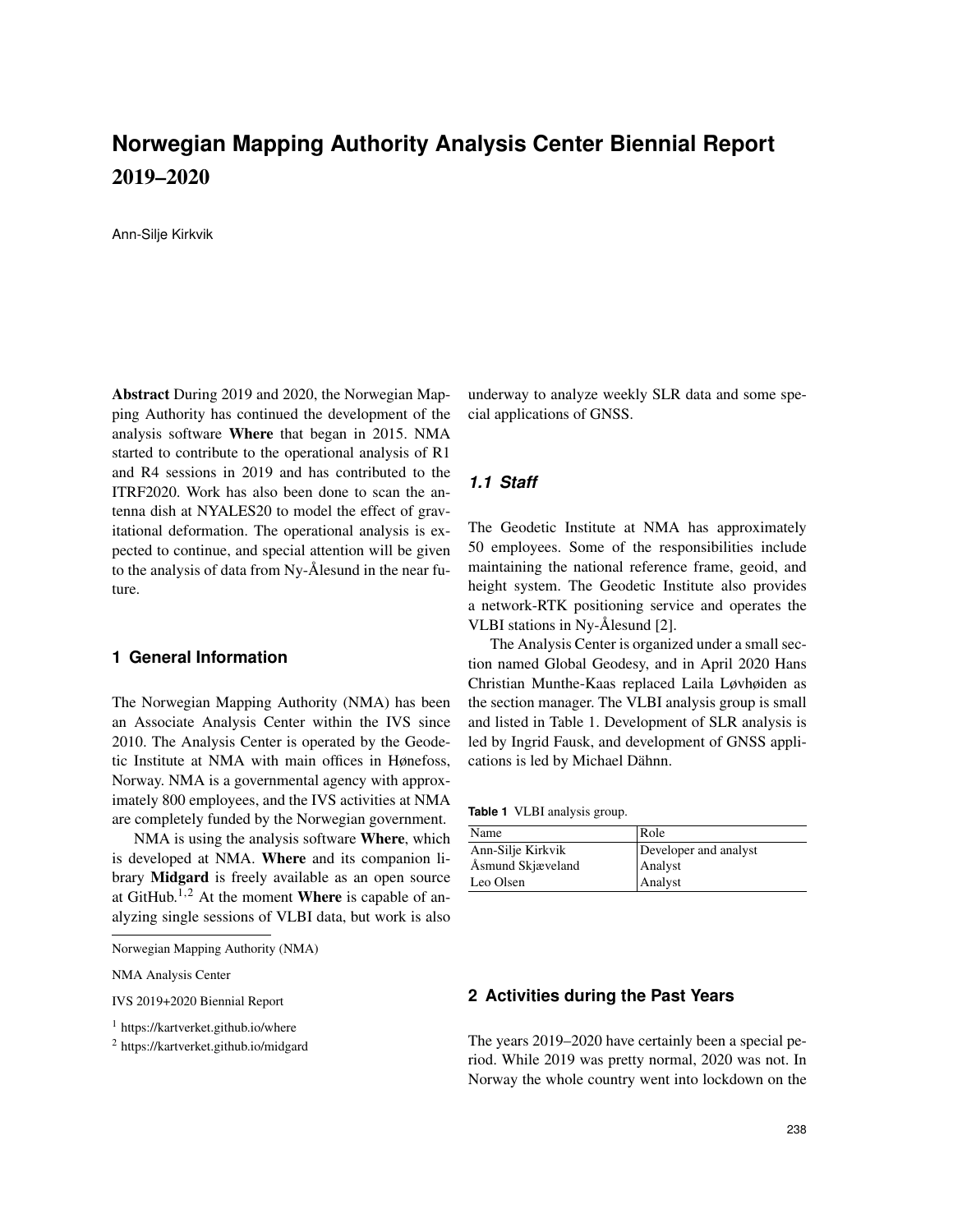# Norwegian Mapping Authority Analysis Center Biennial Report 2019–2020

Ann-Silje Kirkvik

**Abstract** During 2019 and 2020, the Norwegian Mapping Authority has continued the development of the analysis software **Where** that began in 2015. NMA started to contribute to the operational analysis of R1 and R4 sessions in 2019 and has contributed to the ITRF2020. Work has also been done to scan the antenna dish at NYALES20 to model the effect of gravitational deformation. The operational analysis is expected to continue, and special attention will be given to the analysis of data from Ny-Ålesund in the near future.

## 1 General Information

The Norwegian Mapping Authority (NMA) has been an Associate Analysis Center within the IVS since 2010. The Analysis Center is operated by the Geodetic Institute at NMA with main offices in Hønefoss, Norway. NMA is a governmental agency with approximately 800 employees, and the IVS activities at NMA are completely funded by the Norwegian government.

NMA is using the analysis software **Where**, which is developed at NMA. **Where** and its companion library **Midgard** is freely available as an open source at GitHub.[1,2] At the moment **Where** is capable of analyzing single sessions of VLBI data, but work is also underway to analyze weekly SLR data and some special applications of GNSS.

Norwegian Mapping Authority (NMA)

NMA Analysis Center

IVS 2019+2020 Biennial Report

[1] https://kartverket.github.io/where

[2] https://kartverket.github.io/midgard

### *1.1 Staff*

The Geodetic Institute at NMA has approximately 50 employees. Some of the responsibilities include maintaining the national reference frame, geoid, and height system. The Geodetic Institute also provides a network-RTK positioning service and operates the VLBI stations in Ny-Ålesund [2].

The Analysis Center is organized under a small section named Global Geodesy, and in April 2020 Hans Christian Munthe-Kaas replaced Laila Løvhøiden as the section manager. The VLBI analysis group is small and listed in Table 1. Development of SLR analysis is led by Ingrid Fausk, and development of GNSS applications is led by Michael Dähnn.

**Table 1** VLBI analysis group.

| Name | Role |
|---|---|
| Ann-Silje Kirkvik | Developer and analyst |
| Åsmund Skjæveland | Analyst |
| Leo Olsen | Analyst |

## 2 Activities during the Past Years

The years 2019–2020 have certainly been a special period. While 2019 was pretty normal, 2020 was not. In Norway the whole country went into lockdown on the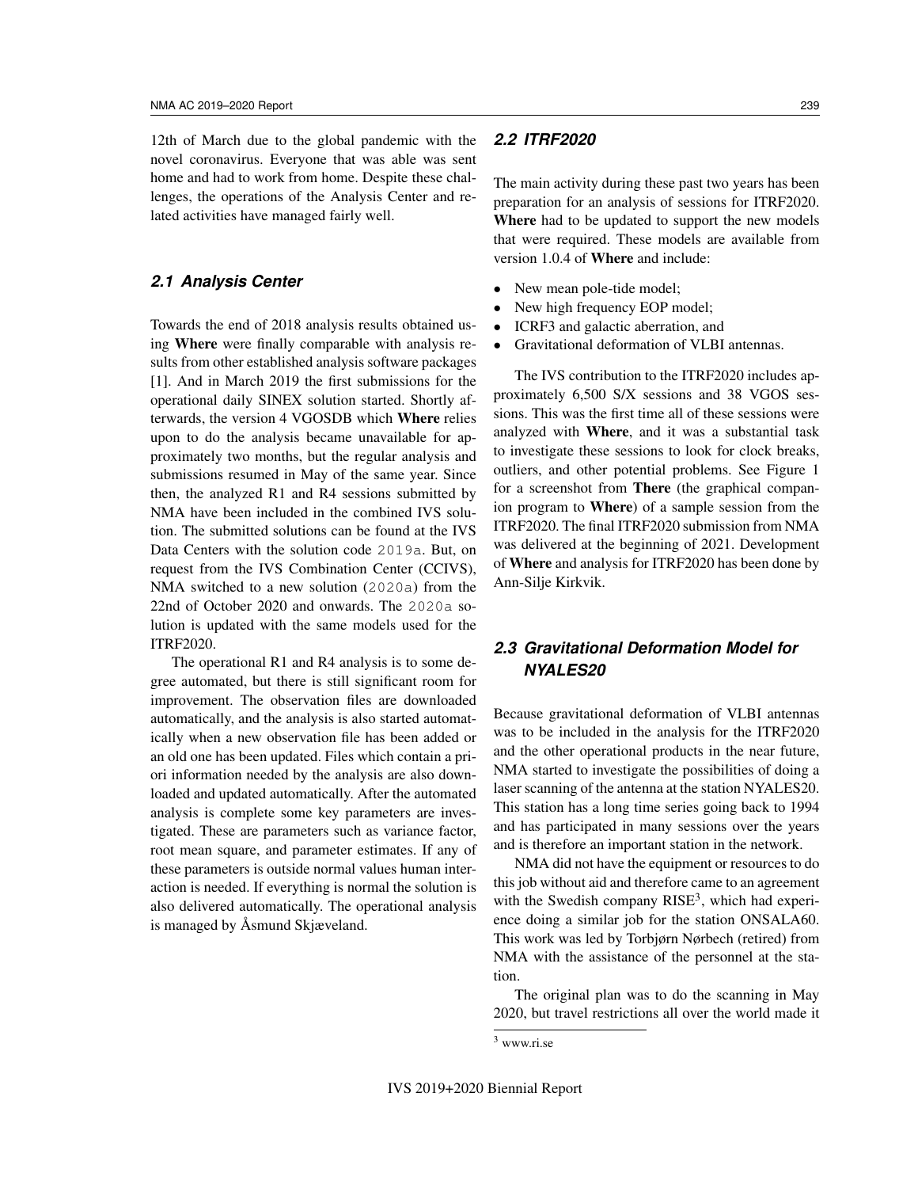12th of March due to the global pandemic with the novel coronavirus. Everyone that was able was sent home and had to work from home. Despite these challenges, the operations of the Analysis Center and related activities have managed fairly well.

### 2.1 Analysis Center

Towards the end of 2018 analysis results obtained using **Where** were finally comparable with analysis results from other established analysis software packages [1]. And in March 2019 the first submissions for the operational daily SINEX solution started. Shortly afterwards, the version 4 VGOSDB which **Where** relies upon to do the analysis became unavailable for approximately two months, but the regular analysis and submissions resumed in May of the same year. Since then, the analyzed R1 and R4 sessions submitted by NMA have been included in the combined IVS solution. The submitted solutions can be found at the IVS Data Centers with the solution code `2019a`. But, on request from the IVS Combination Center (CCIVS), NMA switched to a new solution (`2020a`) from the 22nd of October 2020 and onwards. The `2020a` solution is updated with the same models used for the ITRF2020.

The operational R1 and R4 analysis is to some degree automated, but there is still significant room for improvement. The observation files are downloaded automatically, and the analysis is also started automatically when a new observation file has been added or an old one has been updated. Files which contain a priori information needed by the analysis are also downloaded and updated automatically. After the automated analysis is complete some key parameters are investigated. These are parameters such as variance factor, root mean square, and parameter estimates. If any of these parameters is outside normal values human interaction is needed. If everything is normal the solution is also delivered automatically. The operational analysis is managed by Åsmund Skjæveland.

### 2.2 ITRF2020

The main activity during these past two years has been preparation for an analysis of sessions for ITRF2020. **Where** had to be updated to support the new models that were required. These models are available from version 1.0.4 of **Where** and include:

- New mean pole-tide model;
- New high frequency EOP model;
- ICRF3 and galactic aberration, and
- Gravitational deformation of VLBI antennas.

The IVS contribution to the ITRF2020 includes approximately 6,500 S/X sessions and 38 VGOS sessions. This was the first time all of these sessions were analyzed with **Where**, and it was a substantial task to investigate these sessions to look for clock breaks, outliers, and other potential problems. See Figure 1 for a screenshot from **There** (the graphical companion program to **Where**) of a sample session from the ITRF2020. The final ITRF2020 submission from NMA was delivered at the beginning of 2021. Development of **Where** and analysis for ITRF2020 has been done by Ann-Silje Kirkvik.

### 2.3 Gravitational Deformation Model for NYALES20

Because gravitational deformation of VLBI antennas was to be included in the analysis for the ITRF2020 and the other operational products in the near future, NMA started to investigate the possibilities of doing a laser scanning of the antenna at the station NYALES20. This station has a long time series going back to 1994 and has participated in many sessions over the years and is therefore an important station in the network.

NMA did not have the equipment or resources to do this job without aid and therefore came to an agreement with the Swedish company RISE[3], which had experience doing a similar job for the station ONSALA60. This work was led by Torbjørn Nørbech (retired) from NMA with the assistance of the personnel at the station.

The original plan was to do the scanning in May 2020, but travel restrictions all over the world made it

[3] www.ri.se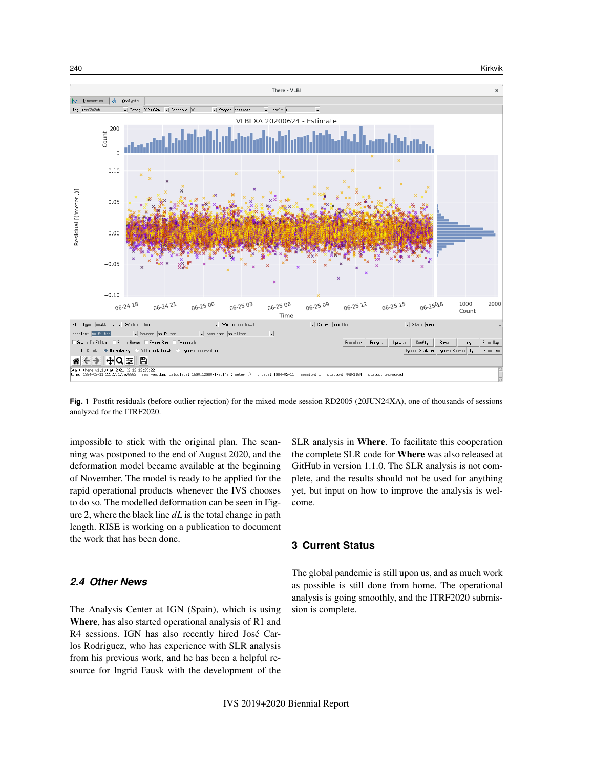**Fig. 1** Postfit residuals (before outlier rejection) for the mixed mode session RD2005 (20JUN24XA), one of thousands of sessions analyzed for the ITRF2020.

impossible to stick with the original plan. The scanning was postponed to the end of August 2020, and the deformation model became available at the beginning of November. The model is ready to be applied for the rapid operational products whenever the IVS chooses to do so. The modelled deformation can be seen in Figure 2, where the black line $dL$ is the total change in path length. RISE is working on a publication to document the work that has been done.

### 2.4 Other News

The Analysis Center at IGN (Spain), which is using **Where**, has also started operational analysis of R1 and R4 sessions. IGN has also recently hired José Carlos Rodriguez, who has experience with SLR analysis from his previous work, and he has been a helpful resource for Ingrid Fausk with the development of the SLR analysis in **Where**. To facilitate this cooperation the complete SLR code for **Where** was also released at GitHub in version 1.1.0. The SLR analysis is not complete, and the results should not be used for anything yet, but input on how to improve the analysis is welcome.

## 3 Current Status

The global pandemic is still upon us, and as much work as possible is still done from home. The operational analysis is going smoothly, and the ITRF2020 submission is complete.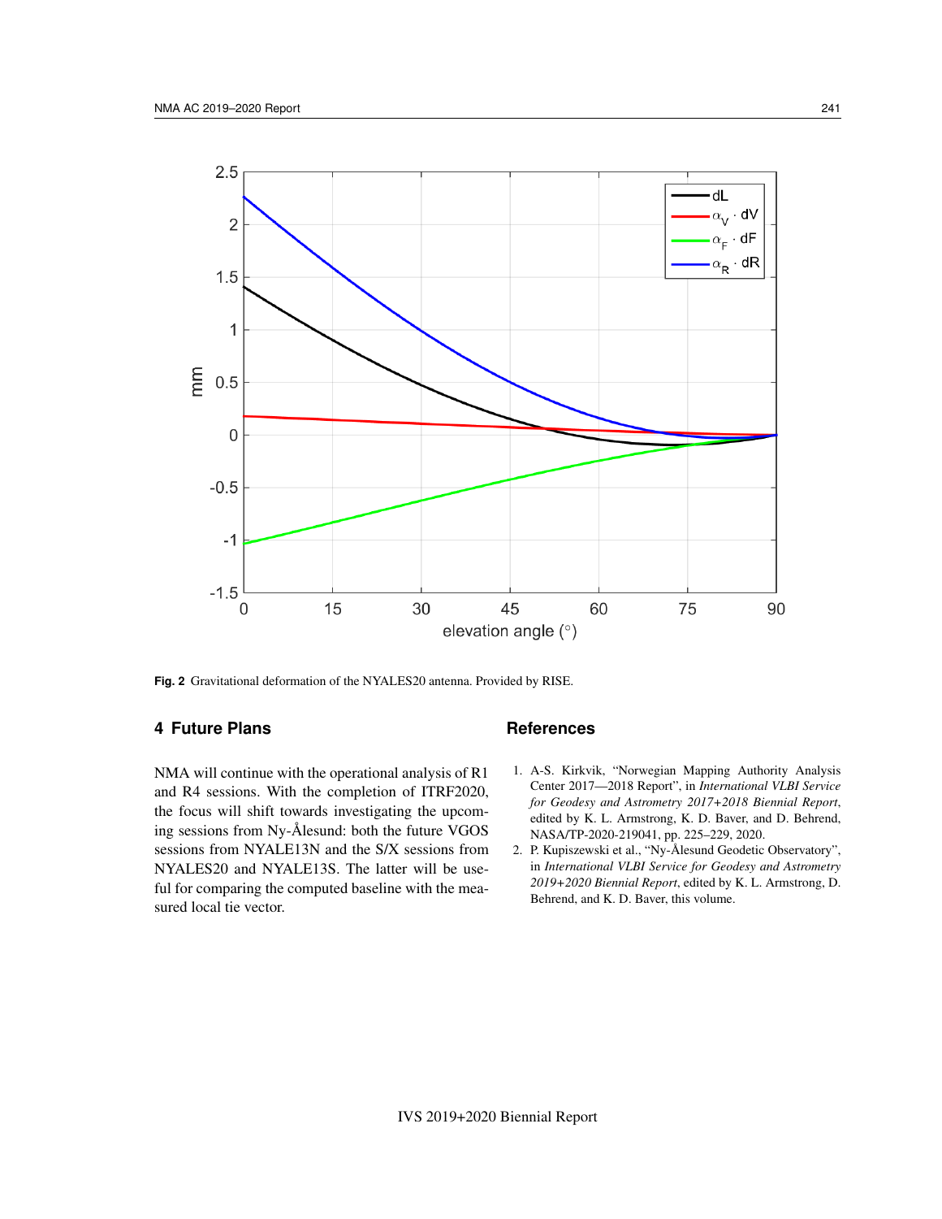2.5
2
1.5
1
0.5
0
-0.5
-1
-1.5

mm

0 15 30 45 60 75 90

elevation angle (°)

dL

$\alpha_V \cdot dV$

$\alpha_F \cdot dF$

$\alpha_R \cdot dR$

**Fig. 2** Gravitational deformation of the NYALES20 antenna. Provided by RISE.

## 4 Future Plans

NMA will continue with the operational analysis of R1 and R4 sessions. With the completion of ITRF2020, the focus will shift towards investigating the upcoming sessions from Ny-Ålesund: both the future VGOS sessions from NYALE13N and the S/X sessions from NYALES20 and NYALE13S. The latter will be useful for comparing the computed baseline with the measured local tie vector.

## References

1. A-S. Kirkvik, "Norwegian Mapping Authority Analysis Center 2017—2018 Report", in *International VLBI Service for Geodesy and Astrometry 2017+2018 Biennial Report*, edited by K. L. Armstrong, K. D. Baver, and D. Behrend, NASA/TP-2020-219041, pp. 225–229, 2020.
2. P. Kupiszewski et al., "Ny-Ålesund Geodetic Observatory", in *International VLBI Service for Geodesy and Astrometry 2019+2020 Biennial Report*, edited by K. L. Armstrong, D. Behrend, and K. D. Baver, this volume.